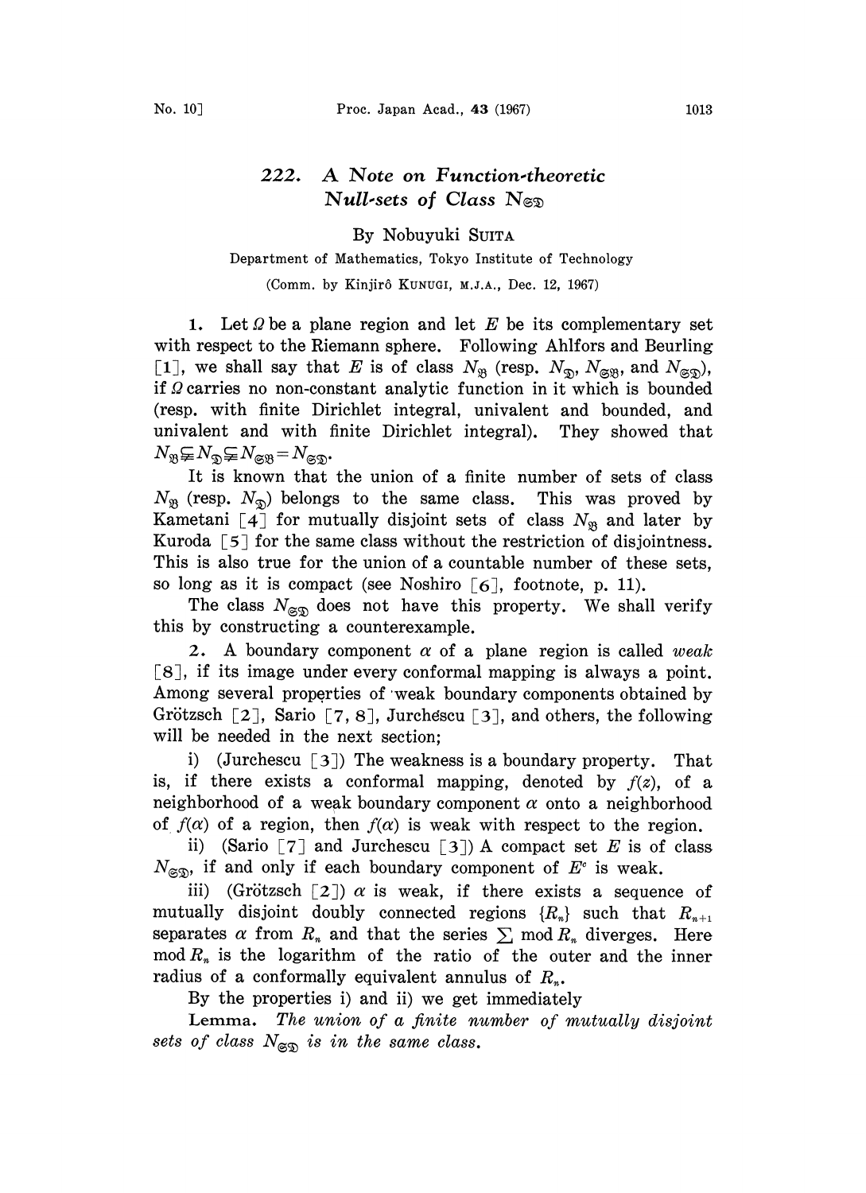# 222. A Note on Function-theoretic Null-sets of Class $N_{\mathfrak{S}\mathfrak{D}}$

By Nobuyuki SUITA

Department of Mathematics, Tokyo Institute of Technology

(Comm. by Kinjirô KUNUGI, M.J.A., Dec. 12, 1967)

1. Let $\Omega$ be a plane region and let $E$ be its complementary set with respect to the Riemann sphere. Following Ahlfors and Beurling [1], we shall say that $E$ is of class $N_{\mathfrak{B}}$ (resp. $N_{\mathfrak{D}}$, $N_{\mathfrak{S}\mathfrak{B}}$, and $N_{\mathfrak{S}\mathfrak{D}}$), if $\Omega$ carries no non-constant analytic function in it which is bounded (resp. with finite Dirichlet integral, univalent and bounded, and univalent and with finite Dirichlet integral). They showed that $N_{\mathfrak{B}} \subsetneqq N_{\mathfrak{D}} \subsetneqq N_{\mathfrak{S}\mathfrak{B}} = N_{\mathfrak{S}\mathfrak{D}}$.

It is known that the union of a finite number of sets of class $N_{\mathfrak{B}}$ (resp. $N_{\mathfrak{D}}$) belongs to the same class. This was proved by Kametani [4] for mutually disjoint sets of class $N_{\mathfrak{B}}$ and later by Kuroda [5] for the same class without the restriction of disjointness. This is also true for the union of a countable number of these sets, so long as it is compact (see Noshiro [6], footnote, p. 11).

The class $N_{\mathfrak{S}\mathfrak{D}}$ does not have this property. We shall verify this by constructing a counterexample.

2. A boundary component $\alpha$ of a plane region is called *weak* [8], if its image under every conformal mapping is always a point. Among several properties of weak boundary components obtained by Grötzsch [2], Sario [7, 8], Jurchescu [3], and others, the following will be needed in the next section;

i) (Jurchescu [3]) The weakness is a boundary property. That is, if there exists a conformal mapping, denoted by $f(z)$, of a neighborhood of a weak boundary component $\alpha$ onto a neighborhood of $f(\alpha)$ of a region, then $f(\alpha)$ is weak with respect to the region.

ii) (Sario [7] and Jurchescu [3]) A compact set $E$ is of class $N_{\mathfrak{S}\mathfrak{D}}$, if and only if each boundary component of $E^c$ is weak.

iii) (Grötzsch [2]) $\alpha$ is weak, if there exists a sequence of mutually disjoint doubly connected regions $\{R_n\}$ such that $R_{n+1}$ separates $\alpha$ from $R_n$ and that the series $\sum \bmod R_n$ diverges. Here $\bmod R_n$ is the logarithm of the ratio of the outer and the inner radius of a conformally equivalent annulus of $R_n$.

By the properties i) and ii) we get immediately

**Lemma.** *The union of a finite number of mutually disjoint sets of class $N_{\mathfrak{S}\mathfrak{D}}$ is in the same class.*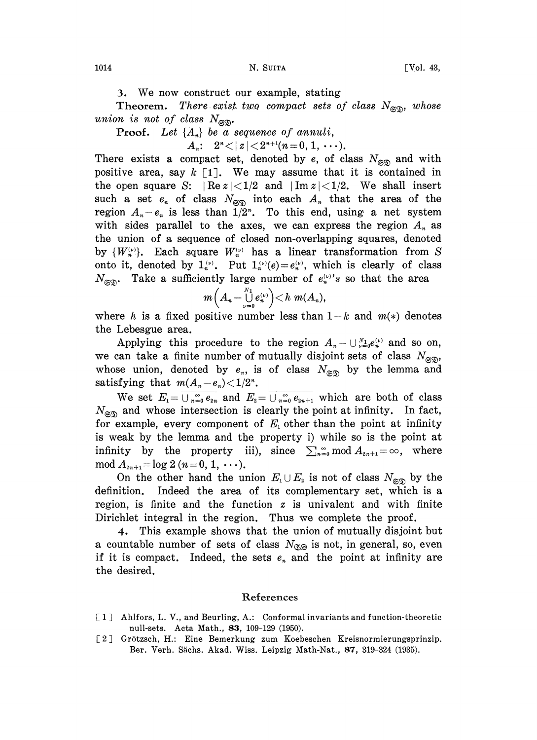3. We now construct our example, stating

**Theorem.** *There exist two compact sets of class $N_{\mathfrak{S}\mathfrak{D}}$, whose union is not of class $N_{\mathfrak{S}\mathfrak{D}}$.*

*Proof.* Let $\{A_n\}$ be a sequence of annuli,

$$A_n: \quad 2^n < |z| < 2^{n+1} (n=0, 1, \cdots).$$

There exists a compact set, denoted by $e$, of class $N_{\mathfrak{S}\mathfrak{D}}$ and with positive area, say $k$ [1]. We may assume that it is contained in the open square $S$: $|\operatorname{Re} z| < 1/2$ and $|\operatorname{Im} z| < 1/2$. We shall insert such a set $e_n$ of class $N_{\mathfrak{S}\mathfrak{D}}$ into each $A_n$ that the area of the region $A_n - e_n$ is less than $1/2^n$. To this end, using a net system with sides parallel to the axes, we can express the region $A_n$ as the union of a sequence of closed non-overlapping squares, denoted by $\{W_n^{(\nu)}\}$. Each square $W_n^{(\nu)}$ has a linear transformation from $S$ onto it, denoted by $1_n^{(\nu)}$. Put $1_n^{(\nu)}(e) = e_n^{(\nu)}$, which is clearly of class $N_{\mathfrak{S}\mathfrak{D}}$. Take a sufficiently large number of $e_n^{(\nu)}$'s so that the area

$$m\Big(A_n - \bigcup_{\nu=0}^{N_1} e_n^{(\nu)}\Big) < h\, m(A_n),$$

where $h$ is a fixed positive number less than $1-k$ and $m(*)$ denotes the Lebesgue area.

Applying this procedure to the region $A_n - \cup_{\nu=0}^{N_1} e_n^{(\nu)}$ and so on, we can take a finite number of mutually disjoint sets of class $N_{\mathfrak{S}\mathfrak{D}}$, whose union, denoted by $e_n$, is of class $N_{\mathfrak{S}\mathfrak{D}}$ by the lemma and satisfying that $m(A_n - e_n) < 1/2^n$.

We set $E_1 = \overline{\cup_{n=0}^{\infty} e_{2n}}$ and $E_2 = \overline{\cup_{n=0}^{\infty} e_{2n+1}}$ which are both of class $N_{\mathfrak{S}\mathfrak{D}}$ and whose intersection is clearly the point at infinity. In fact, for example, every component of $E_1$ other than the point at infinity is weak by the lemma and the property i) while so is the point at infinity by the property iii), since $\sum_{n=0}^{\infty} \operatorname{mod} A_{2n+1} = \infty$, where $\operatorname{mod} A_{2n+1} = \log 2$ $(n=0, 1, \cdots)$.

On the other hand the union $E_1 \cup E_2$ is not of class $N_{\mathfrak{S}\mathfrak{D}}$ by the definition. Indeed the area of its complementary set, which is a region, is finite and the function $z$ is univalent and with finite Dirichlet integral in the region. Thus we complete the proof.

4. This example shows that the union of mutually disjoint but a countable number of sets of class $N_{\mathfrak{S}\mathfrak{D}}$ is not, in general, so, even if it is compact. Indeed, the sets $e_n$ and the point at infinity are the desired.

## References

[1] Ahlfors, L. V., and Beurling, A.: Conformal invariants and function-theoretic null-sets. Acta Math., **83**, 109–129 (1950).

[2] Grötzsch, H.: Eine Bemerkung zum Koebeschen Kreisnormierungsprinzip. Ber. Verh. Sächs. Akad. Wiss. Leipzig Math-Nat., **87**, 319–324 (1935).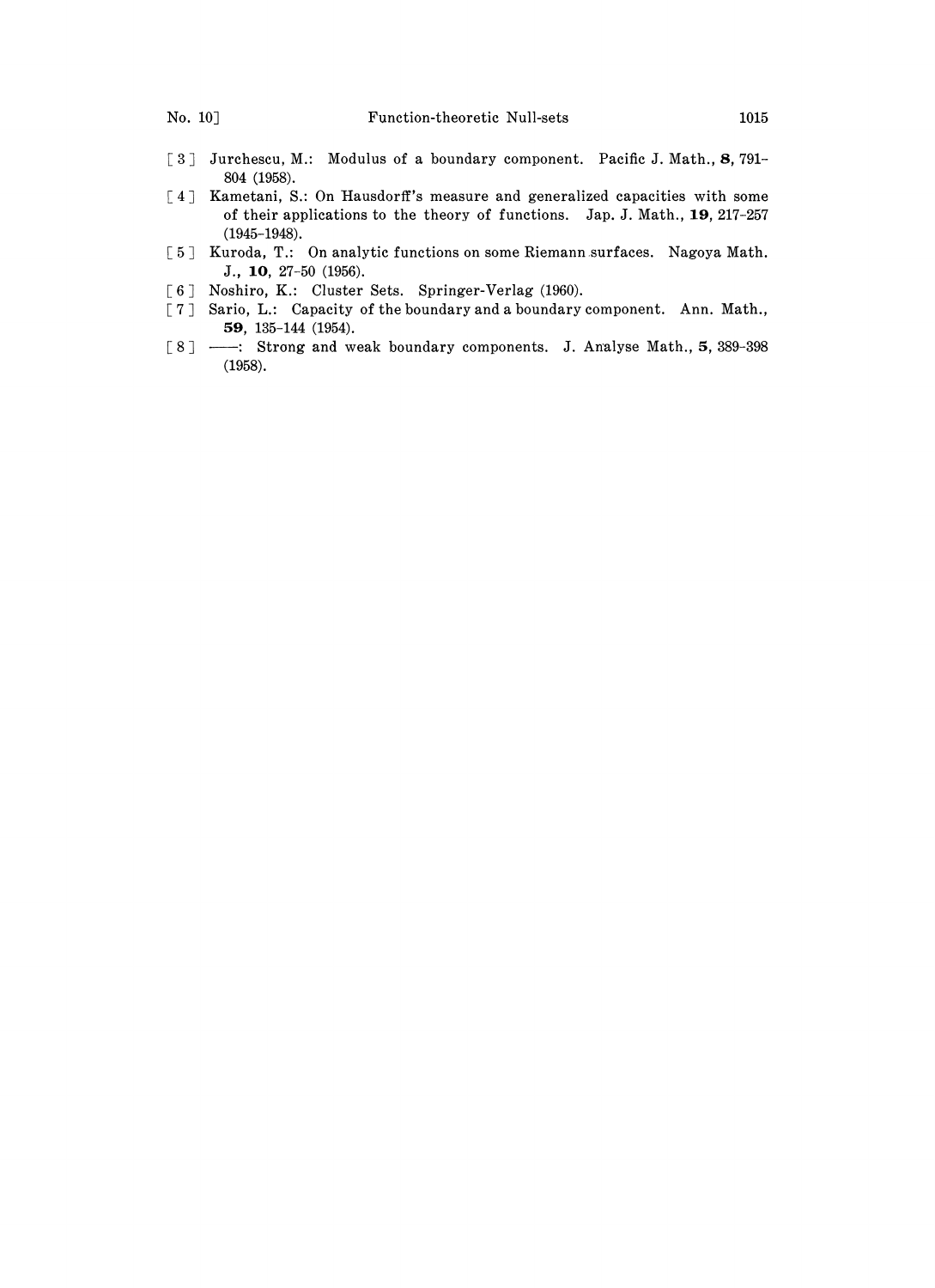[3] Jurchescu, M.: Modulus of a boundary component. Pacific J. Math., **8**, 791–804 (1958).

[4] Kametani, S.: On Hausdorff's measure and generalized capacities with some of their applications to the theory of functions. Jap. J. Math., **19**, 217–257 (1945–1948).

[5] Kuroda, T.: On analytic functions on some Riemann surfaces. Nagoya Math. J., **10**, 27–50 (1956).

[6] Noshiro, K.: Cluster Sets. Springer-Verlag (1960).

[7] Sario, L.: Capacity of the boundary and a boundary component. Ann. Math., **59**, 135–144 (1954).

[8] ——: Strong and weak boundary components. J. Analyse Math., **5**, 389–398 (1958).